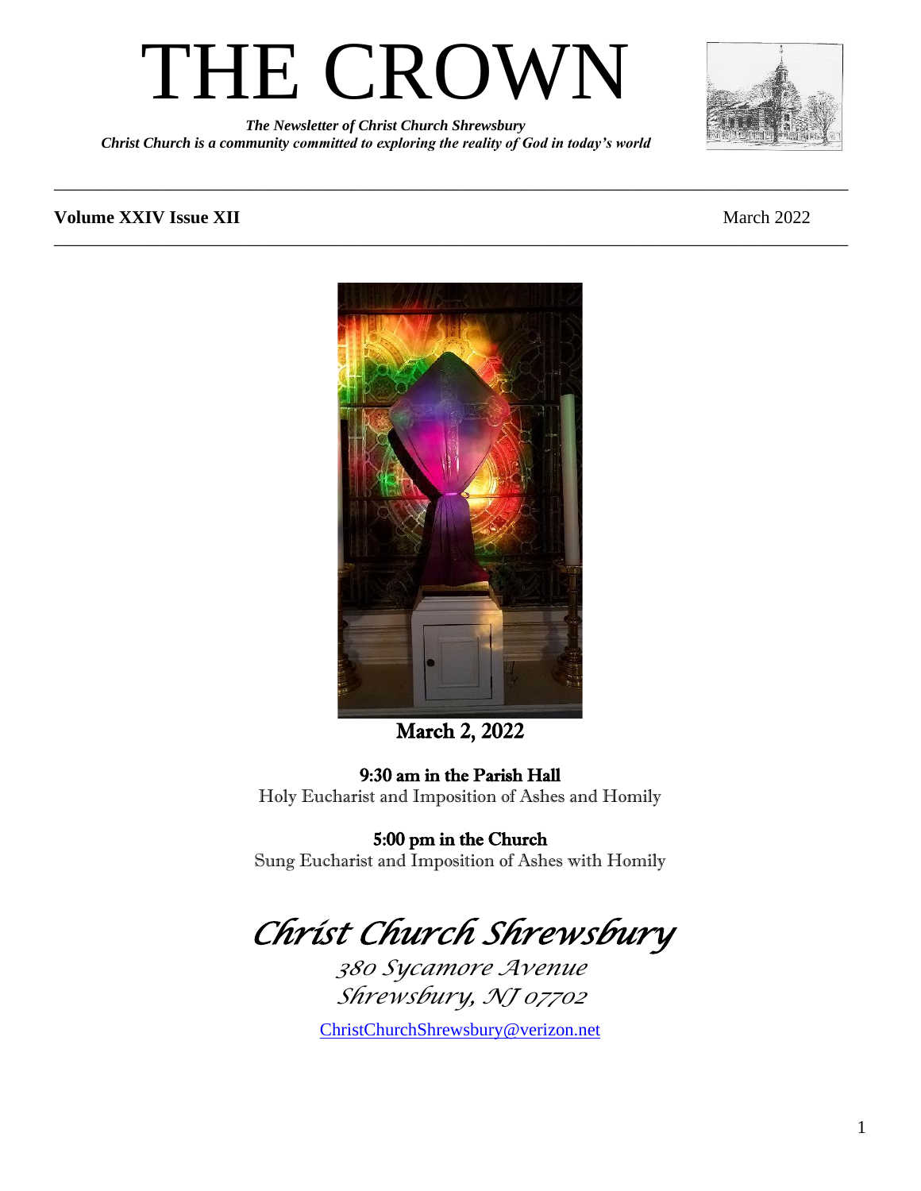# THE CROWN

***The Newsletter of Christ Church Shrewsbury***
***Christ Church is a community committed to exploring the reality of God in today's world***

---

**Volume XXIV Issue XII** March 2022

---

**March 2, 2022**

**9:30 am in the Parish Hall**
Holy Eucharist and Imposition of Ashes and Homily

**5:00 pm in the Church**
Sung Eucharist and Imposition of Ashes with Homily

*Christ Church Shrewsbury*

*380 Sycamore Avenue*
*Shrewsbury, NJ 07702*

ChristChurchShrewsbury@verizon.net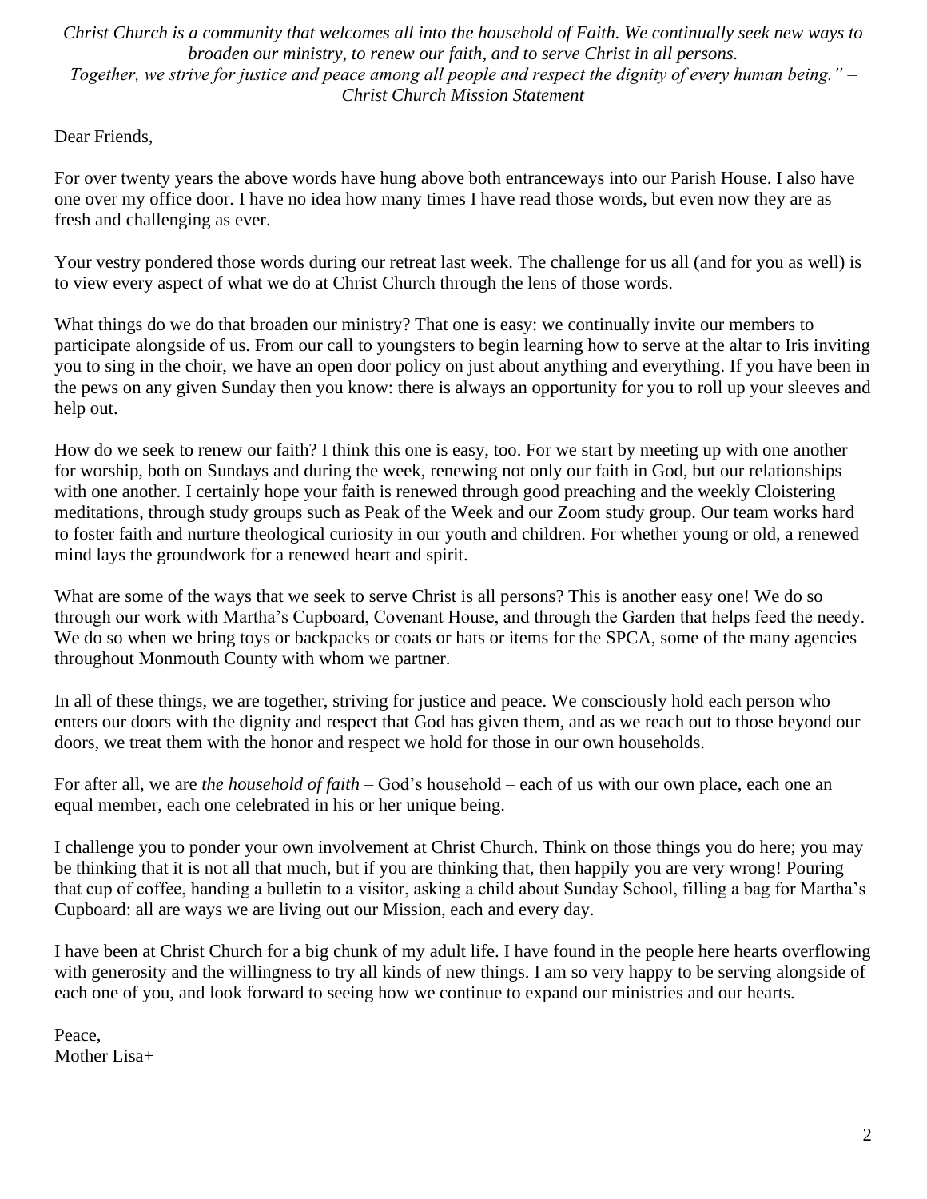*Christ Church is a community that welcomes all into the household of Faith. We continually seek new ways to broaden our ministry, to renew our faith, and to serve Christ in all persons. Together, we strive for justice and peace among all people and respect the dignity of every human being." – Christ Church Mission Statement*

Dear Friends,

For over twenty years the above words have hung above both entranceways into our Parish House. I also have one over my office door. I have no idea how many times I have read those words, but even now they are as fresh and challenging as ever.

Your vestry pondered those words during our retreat last week. The challenge for us all (and for you as well) is to view every aspect of what we do at Christ Church through the lens of those words.

What things do we do that broaden our ministry? That one is easy: we continually invite our members to participate alongside of us. From our call to youngsters to begin learning how to serve at the altar to Iris inviting you to sing in the choir, we have an open door policy on just about anything and everything. If you have been in the pews on any given Sunday then you know: there is always an opportunity for you to roll up your sleeves and help out.

How do we seek to renew our faith? I think this one is easy, too. For we start by meeting up with one another for worship, both on Sundays and during the week, renewing not only our faith in God, but our relationships with one another. I certainly hope your faith is renewed through good preaching and the weekly Cloistering meditations, through study groups such as Peak of the Week and our Zoom study group. Our team works hard to foster faith and nurture theological curiosity in our youth and children. For whether young or old, a renewed mind lays the groundwork for a renewed heart and spirit.

What are some of the ways that we seek to serve Christ is all persons? This is another easy one! We do so through our work with Martha's Cupboard, Covenant House, and through the Garden that helps feed the needy. We do so when we bring toys or backpacks or coats or hats or items for the SPCA, some of the many agencies throughout Monmouth County with whom we partner.

In all of these things, we are together, striving for justice and peace. We consciously hold each person who enters our doors with the dignity and respect that God has given them, and as we reach out to those beyond our doors, we treat them with the honor and respect we hold for those in our own households.

For after all, we are *the household of faith* – God's household – each of us with our own place, each one an equal member, each one celebrated in his or her unique being.

I challenge you to ponder your own involvement at Christ Church. Think on those things you do here; you may be thinking that it is not all that much, but if you are thinking that, then happily you are very wrong! Pouring that cup of coffee, handing a bulletin to a visitor, asking a child about Sunday School, filling a bag for Martha's Cupboard: all are ways we are living out our Mission, each and every day.

I have been at Christ Church for a big chunk of my adult life. I have found in the people here hearts overflowing with generosity and the willingness to try all kinds of new things. I am so very happy to be serving alongside of each one of you, and look forward to seeing how we continue to expand our ministries and our hearts.

Peace,
Mother Lisa+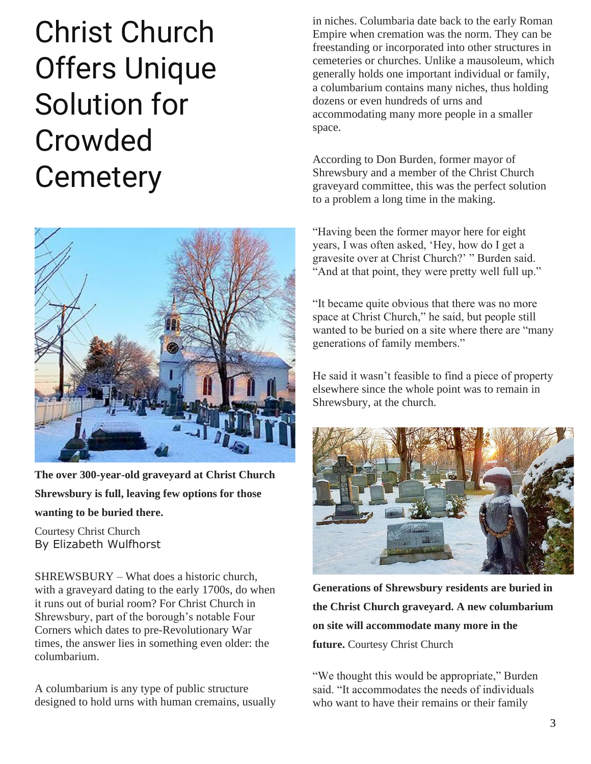# Christ Church Offers Unique Solution for Crowded Cemetery

**The over 300-year-old graveyard at Christ Church Shrewsbury is full, leaving few options for those wanting to be buried there.**

Courtesy Christ Church

By Elizabeth Wulfhorst

SHREWSBURY – What does a historic church, with a graveyard dating to the early 1700s, do when it runs out of burial room? For Christ Church in Shrewsbury, part of the borough's notable Four Corners which dates to pre-Revolutionary War times, the answer lies in something even older: the columbarium.

A columbarium is any type of public structure designed to hold urns with human cremains, usually in niches. Columbaria date back to the early Roman Empire when cremation was the norm. They can be freestanding or incorporated into other structures in cemeteries or churches. Unlike a mausoleum, which generally holds one important individual or family, a columbarium contains many niches, thus holding dozens or even hundreds of urns and accommodating many more people in a smaller space.

According to Don Burden, former mayor of Shrewsbury and a member of the Christ Church graveyard committee, this was the perfect solution to a problem a long time in the making.

"Having been the former mayor here for eight years, I was often asked, 'Hey, how do I get a gravesite over at Christ Church?' " Burden said. "And at that point, they were pretty well full up."

"It became quite obvious that there was no more space at Christ Church," he said, but people still wanted to be buried on a site where there are "many generations of family members."

He said it wasn't feasible to find a piece of property elsewhere since the whole point was to remain in Shrewsbury, at the church.

**Generations of Shrewsbury residents are buried in the Christ Church graveyard. A new columbarium on site will accommodate many more in the future.** Courtesy Christ Church

"We thought this would be appropriate," Burden said. "It accommodates the needs of individuals who want to have their remains or their family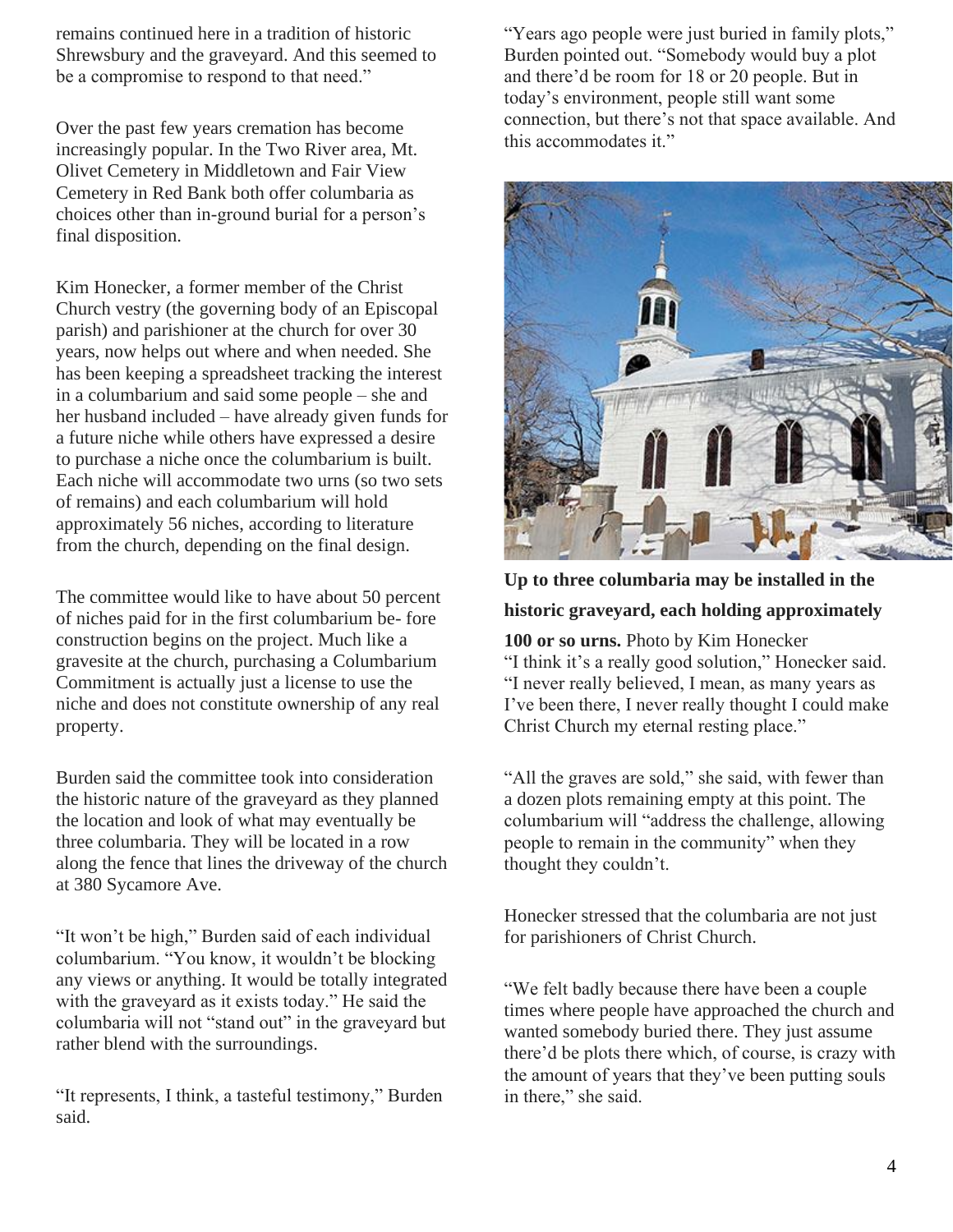remains continued here in a tradition of historic Shrewsbury and the graveyard. And this seemed to be a compromise to respond to that need."

Over the past few years cremation has become increasingly popular. In the Two River area, Mt. Olivet Cemetery in Middletown and Fair View Cemetery in Red Bank both offer columbaria as choices other than in-ground burial for a person's final disposition.

Kim Honecker, a former member of the Christ Church vestry (the governing body of an Episcopal parish) and parishioner at the church for over 30 years, now helps out where and when needed. She has been keeping a spreadsheet tracking the interest in a columbarium and said some people – she and her husband included – have already given funds for a future niche while others have expressed a desire to purchase a niche once the columbarium is built. Each niche will accommodate two urns (so two sets of remains) and each columbarium will hold approximately 56 niches, according to literature from the church, depending on the final design.

The committee would like to have about 50 percent of niches paid for in the first columbarium be- fore construction begins on the project. Much like a gravesite at the church, purchasing a Columbarium Commitment is actually just a license to use the niche and does not constitute ownership of any real property.

Burden said the committee took into consideration the historic nature of the graveyard as they planned the location and look of what may eventually be three columbaria. They will be located in a row along the fence that lines the driveway of the church at 380 Sycamore Ave.

"It won't be high," Burden said of each individual columbarium. "You know, it wouldn't be blocking any views or anything. It would be totally integrated with the graveyard as it exists today." He said the columbaria will not "stand out" in the graveyard but rather blend with the surroundings.

"It represents, I think, a tasteful testimony," Burden said.

"Years ago people were just buried in family plots," Burden pointed out. "Somebody would buy a plot and there'd be room for 18 or 20 people. But in today's environment, people still want some connection, but there's not that space available. And this accommodates it."

**Up to three columbaria may be installed in the historic graveyard, each holding approximately 100 or so urns.** Photo by Kim Honecker

"I think it's a really good solution," Honecker said. "I never really believed, I mean, as many years as I've been there, I never really thought I could make Christ Church my eternal resting place."

"All the graves are sold," she said, with fewer than a dozen plots remaining empty at this point. The columbarium will "address the challenge, allowing people to remain in the community" when they thought they couldn't.

Honecker stressed that the columbaria are not just for parishioners of Christ Church.

"We felt badly because there have been a couple times where people have approached the church and wanted somebody buried there. They just assume there'd be plots there which, of course, is crazy with the amount of years that they've been putting souls in there," she said.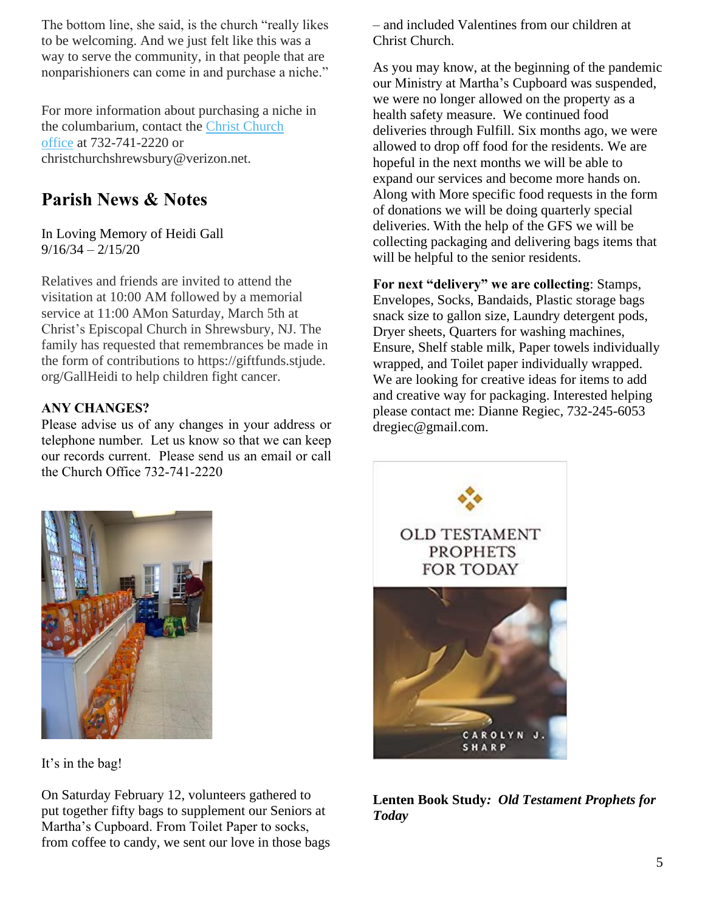The bottom line, she said, is the church "really likes to be welcoming. And we just felt like this was a way to serve the community, in that people that are nonparishioners can come in and purchase a niche."

For more information about purchasing a niche in the columbarium, contact the Christ Church office at 732-741-2220 or christchurchshrewsbury@verizon.net.

## Parish News & Notes

In Loving Memory of Heidi Gall
9/16/34 – 2/15/20

Relatives and friends are invited to attend the visitation at 10:00 AM followed by a memorial service at 11:00 AMon Saturday, March 5th at Christ's Episcopal Church in Shrewsbury, NJ. The family has requested that remembrances be made in the form of contributions to https://giftfunds.stjude.org/GallHeidi to help children fight cancer.

**ANY CHANGES?**

Please advise us of any changes in your address or telephone number. Let us know so that we can keep our records current. Please send us an email or call the Church Office 732-741-2220

It's in the bag!

On Saturday February 12, volunteers gathered to put together fifty bags to supplement our Seniors at Martha's Cupboard. From Toilet Paper to socks, from coffee to candy, we sent our love in those bags – and included Valentines from our children at Christ Church.

As you may know, at the beginning of the pandemic our Ministry at Martha's Cupboard was suspended, we were no longer allowed on the property as a health safety measure. We continued food deliveries through Fulfill. Six months ago, we were allowed to drop off food for the residents. We are hopeful in the next months we will be able to expand our services and become more hands on. Along with More specific food requests in the form of donations we will be doing quarterly special deliveries. With the help of the GFS we will be collecting packaging and delivering bags items that will be helpful to the senior residents.

**For next "delivery" we are collecting**: Stamps, Envelopes, Socks, Bandaids, Plastic storage bags snack size to gallon size, Laundry detergent pods, Dryer sheets, Quarters for washing machines, Ensure, Shelf stable milk, Paper towels individually wrapped, and Toilet paper individually wrapped. We are looking for creative ideas for items to add and creative way for packaging. Interested helping please contact me: Dianne Regiec, 732-245-6053 dregiec@gmail.com.

OLD TESTAMENT PROPHETS FOR TODAY

CAROLYN J. SHARP

**Lenten Book Study*: Old Testament Prophets for Today***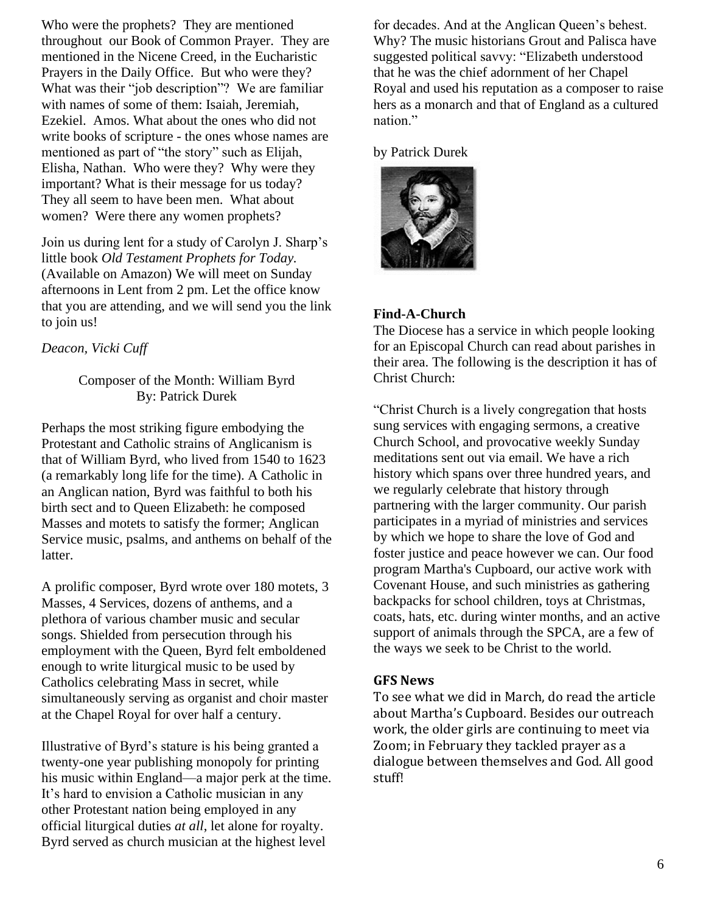Who were the prophets? They are mentioned throughout our Book of Common Prayer. They are mentioned in the Nicene Creed, in the Eucharistic Prayers in the Daily Office. But who were they? What was their "job description"? We are familiar with names of some of them: Isaiah, Jeremiah, Ezekiel. Amos. What about the ones who did not write books of scripture - the ones whose names are mentioned as part of "the story" such as Elijah, Elisha, Nathan. Who were they? Why were they important? What is their message for us today? They all seem to have been men. What about women? Were there any women prophets?

Join us during lent for a study of Carolyn J. Sharp's little book *Old Testament Prophets for Today.* (Available on Amazon) We will meet on Sunday afternoons in Lent from 2 pm. Let the office know that you are attending, and we will send you the link to join us!

*Deacon, Vicki Cuff*

Composer of the Month: William Byrd
By: Patrick Durek

Perhaps the most striking figure embodying the Protestant and Catholic strains of Anglicanism is that of William Byrd, who lived from 1540 to 1623 (a remarkably long life for the time). A Catholic in an Anglican nation, Byrd was faithful to both his birth sect and to Queen Elizabeth: he composed Masses and motets to satisfy the former; Anglican Service music, psalms, and anthems on behalf of the latter.

A prolific composer, Byrd wrote over 180 motets, 3 Masses, 4 Services, dozens of anthems, and a plethora of various chamber music and secular songs. Shielded from persecution through his employment with the Queen, Byrd felt emboldened enough to write liturgical music to be used by Catholics celebrating Mass in secret, while simultaneously serving as organist and choir master at the Chapel Royal for over half a century.

Illustrative of Byrd's stature is his being granted a twenty-one year publishing monopoly for printing his music within England—a major perk at the time. It's hard to envision a Catholic musician in any other Protestant nation being employed in any official liturgical duties *at all*, let alone for royalty. Byrd served as church musician at the highest level for decades. And at the Anglican Queen's behest. Why? The music historians Grout and Palisca have suggested political savvy: "Elizabeth understood that he was the chief adornment of her Chapel Royal and used his reputation as a composer to raise hers as a monarch and that of England as a cultured nation."

by Patrick Durek

**Find-A-Church**

The Diocese has a service in which people looking for an Episcopal Church can read about parishes in their area. The following is the description it has of Christ Church:

"Christ Church is a lively congregation that hosts sung services with engaging sermons, a creative Church School, and provocative weekly Sunday meditations sent out via email. We have a rich history which spans over three hundred years, and we regularly celebrate that history through partnering with the larger community. Our parish participates in a myriad of ministries and services by which we hope to share the love of God and foster justice and peace however we can. Our food program Martha's Cupboard, our active work with Covenant House, and such ministries as gathering backpacks for school children, toys at Christmas, coats, hats, etc. during winter months, and an active support of animals through the SPCA, are a few of the ways we seek to be Christ to the world.

**GFS News**

To see what we did in March, do read the article about Martha's Cupboard. Besides our outreach work, the older girls are continuing to meet via Zoom; in February they tackled prayer as a dialogue between themselves and God. All good stuff!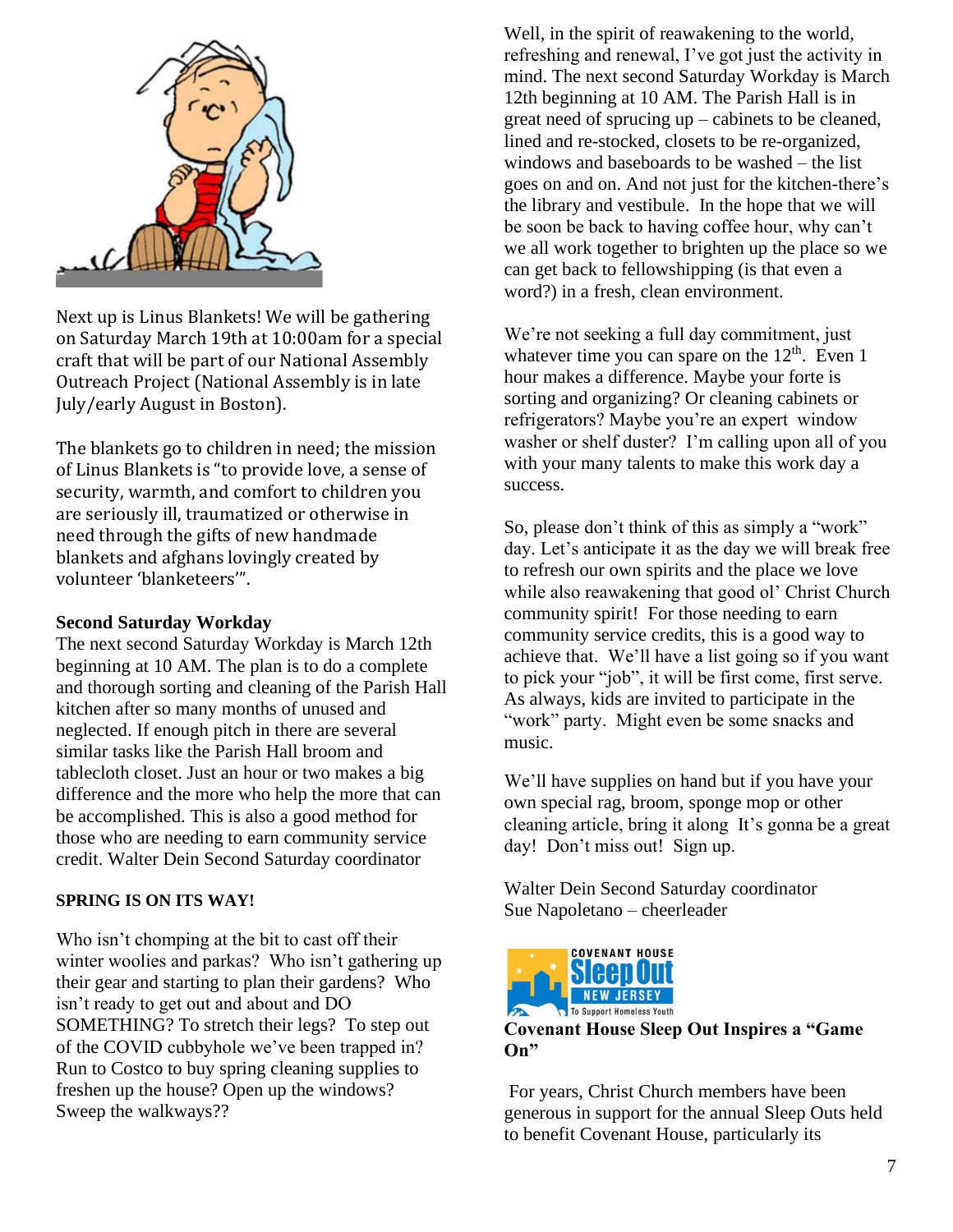Next up is Linus Blankets! We will be gathering on Saturday March 19th at 10:00am for a special craft that will be part of our National Assembly Outreach Project (National Assembly is in late July/early August in Boston).

The blankets go to children in need; the mission of Linus Blankets is "to provide love, a sense of security, warmth, and comfort to children you are seriously ill, traumatized or otherwise in need through the gifts of new handmade blankets and afghans lovingly created by volunteer 'blanketeers'".

**Second Saturday Workday**

The next second Saturday Workday is March 12th beginning at 10 AM. The plan is to do a complete and thorough sorting and cleaning of the Parish Hall kitchen after so many months of unused and neglected. If enough pitch in there are several similar tasks like the Parish Hall broom and tablecloth closet. Just an hour or two makes a big difference and the more who help the more that can be accomplished. This is also a good method for those who are needing to earn community service credit. Walter Dein Second Saturday coordinator

**SPRING IS ON ITS WAY!**

Who isn't chomping at the bit to cast off their winter woolies and parkas? Who isn't gathering up their gear and starting to plan their gardens? Who isn't ready to get out and about and DO SOMETHING? To stretch their legs? To step out of the COVID cubbyhole we've been trapped in? Run to Costco to buy spring cleaning supplies to freshen up the house? Open up the windows? Sweep the walkways??

Well, in the spirit of reawakening to the world, refreshing and renewal, I've got just the activity in mind. The next second Saturday Workday is March 12th beginning at 10 AM. The Parish Hall is in great need of sprucing up – cabinets to be cleaned, lined and re-stocked, closets to be re-organized, windows and baseboards to be washed – the list goes on and on. And not just for the kitchen-there's the library and vestibule. In the hope that we will be soon be back to having coffee hour, why can't we all work together to brighten up the place so we can get back to fellowshipping (is that even a word?) in a fresh, clean environment.

We're not seeking a full day commitment, just whatever time you can spare on the 12th. Even 1 hour makes a difference. Maybe your forte is sorting and organizing? Or cleaning cabinets or refrigerators? Maybe you're an expert window washer or shelf duster? I'm calling upon all of you with your many talents to make this work day a success.

So, please don't think of this as simply a "work" day. Let's anticipate it as the day we will break free to refresh our own spirits and the place we love while also reawakening that good ol' Christ Church community spirit! For those needing to earn community service credits, this is a good way to achieve that. We'll have a list going so if you want to pick your "job", it will be first come, first serve. As always, kids are invited to participate in the "work" party. Might even be some snacks and music.

We'll have supplies on hand but if you have your own special rag, broom, sponge mop or other cleaning article, bring it along It's gonna be a great day! Don't miss out! Sign up.

Walter Dein Second Saturday coordinator
Sue Napoletano – cheerleader

**Covenant House Sleep Out Inspires a "Game On"**

For years, Christ Church members have been generous in support for the annual Sleep Outs held to benefit Covenant House, particularly its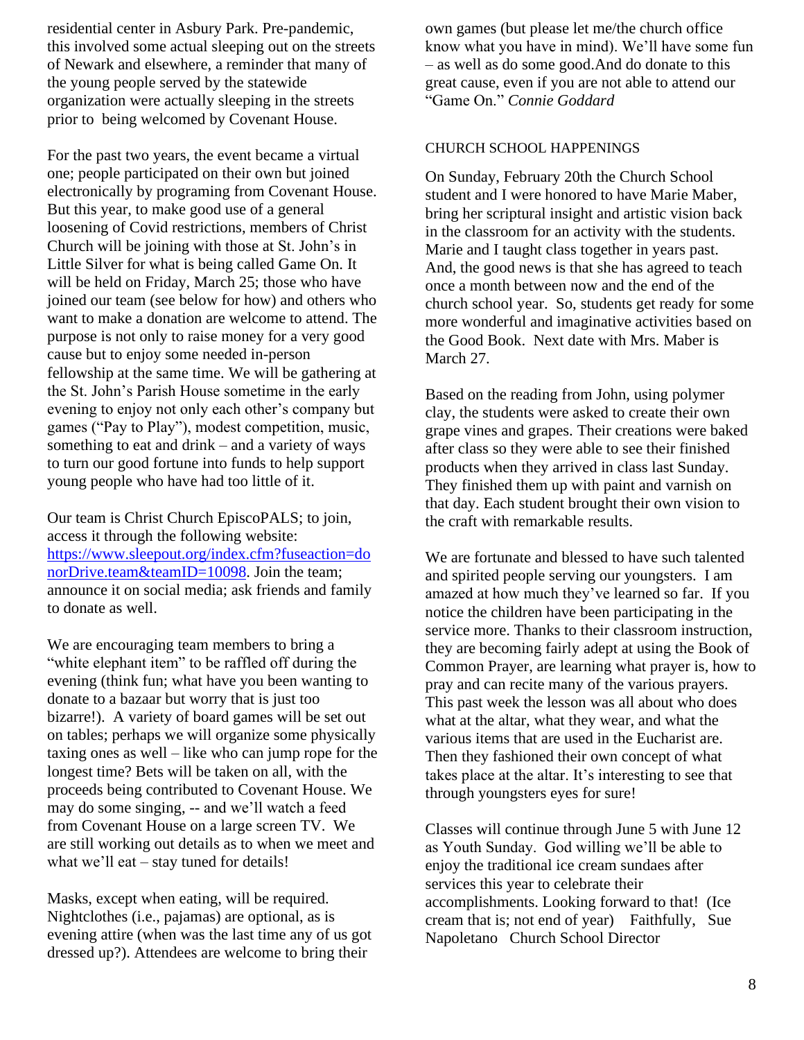residential center in Asbury Park. Pre-pandemic, this involved some actual sleeping out on the streets of Newark and elsewhere, a reminder that many of the young people served by the statewide organization were actually sleeping in the streets prior to being welcomed by Covenant House.

For the past two years, the event became a virtual one; people participated on their own but joined electronically by programing from Covenant House. But this year, to make good use of a general loosening of Covid restrictions, members of Christ Church will be joining with those at St. John's in Little Silver for what is being called Game On. It will be held on Friday, March 25; those who have joined our team (see below for how) and others who want to make a donation are welcome to attend. The purpose is not only to raise money for a very good cause but to enjoy some needed in-person fellowship at the same time. We will be gathering at the St. John's Parish House sometime in the early evening to enjoy not only each other's company but games ("Pay to Play"), modest competition, music, something to eat and drink – and a variety of ways to turn our good fortune into funds to help support young people who have had too little of it.

Our team is Christ Church EpiscoPALS; to join, access it through the following website: [https://www.sleepout.org/index.cfm?fuseaction=donorDrive.team&teamID=10098](https://www.sleepout.org/index.cfm?fuseaction=donorDrive.team&teamID=10098). Join the team; announce it on social media; ask friends and family to donate as well.

We are encouraging team members to bring a "white elephant item" to be raffled off during the evening (think fun; what have you been wanting to donate to a bazaar but worry that is just too bizarre!). A variety of board games will be set out on tables; perhaps we will organize some physically taxing ones as well – like who can jump rope for the longest time? Bets will be taken on all, with the proceeds being contributed to Covenant House. We may do some singing, -- and we'll watch a feed from Covenant House on a large screen TV. We are still working out details as to when we meet and what we'll eat – stay tuned for details!

Masks, except when eating, will be required. Nightclothes (i.e., pajamas) are optional, as is evening attire (when was the last time any of us got dressed up?). Attendees are welcome to bring their own games (but please let me/the church office know what you have in mind). We'll have some fun – as well as do some good.And do donate to this great cause, even if you are not able to attend our "Game On." *Connie Goddard*

## CHURCH SCHOOL HAPPENINGS

On Sunday, February 20th the Church School student and I were honored to have Marie Maber, bring her scriptural insight and artistic vision back in the classroom for an activity with the students. Marie and I taught class together in years past. And, the good news is that she has agreed to teach once a month between now and the end of the church school year. So, students get ready for some more wonderful and imaginative activities based on the Good Book. Next date with Mrs. Maber is March 27.

Based on the reading from John, using polymer clay, the students were asked to create their own grape vines and grapes. Their creations were baked after class so they were able to see their finished products when they arrived in class last Sunday. They finished them up with paint and varnish on that day. Each student brought their own vision to the craft with remarkable results.

We are fortunate and blessed to have such talented and spirited people serving our youngsters. I am amazed at how much they've learned so far. If you notice the children have been participating in the service more. Thanks to their classroom instruction, they are becoming fairly adept at using the Book of Common Prayer, are learning what prayer is, how to pray and can recite many of the various prayers. This past week the lesson was all about who does what at the altar, what they wear, and what the various items that are used in the Eucharist are. Then they fashioned their own concept of what takes place at the altar. It's interesting to see that through youngsters eyes for sure!

Classes will continue through June 5 with June 12 as Youth Sunday. God willing we'll be able to enjoy the traditional ice cream sundaes after services this year to celebrate their accomplishments. Looking forward to that! (Ice cream that is; not end of year) Faithfully, Sue Napoletano Church School Director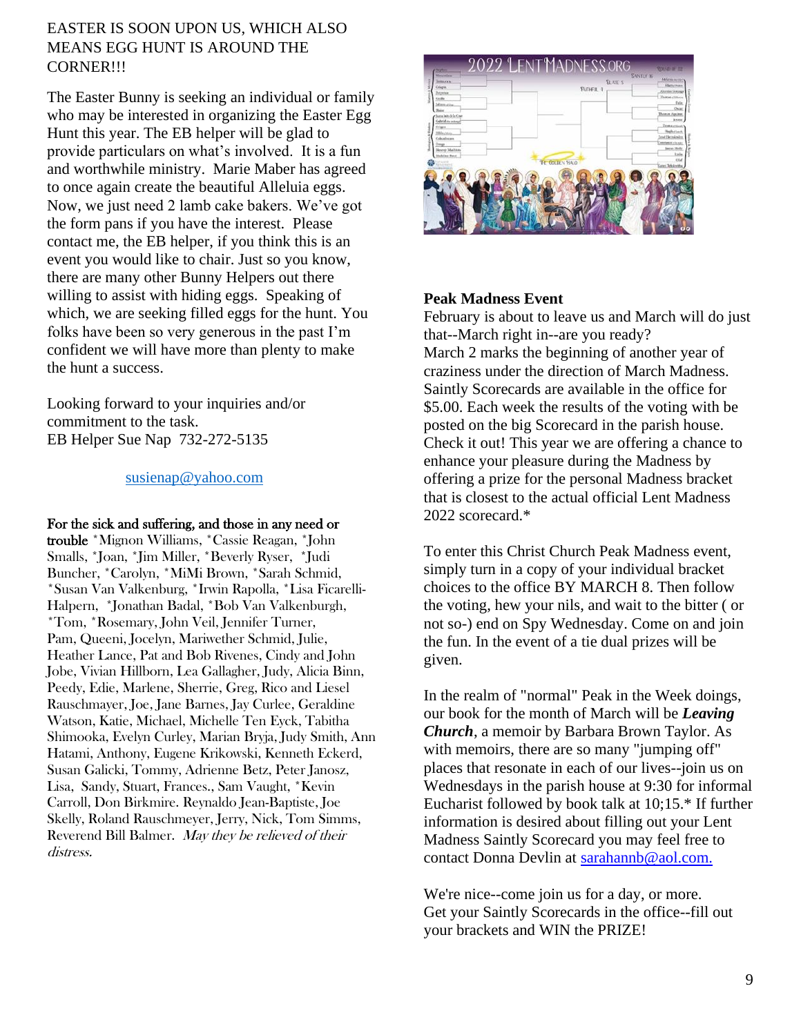EASTER IS SOON UPON US, WHICH ALSO MEANS EGG HUNT IS AROUND THE CORNER!!!

The Easter Bunny is seeking an individual or family who may be interested in organizing the Easter Egg Hunt this year. The EB helper will be glad to provide particulars on what's involved. It is a fun and worthwhile ministry. Marie Maber has agreed to once again create the beautiful Alleluia eggs. Now, we just need 2 lamb cake bakers. We've got the form pans if you have the interest. Please contact me, the EB helper, if you think this is an event you would like to chair. Just so you know, there are many other Bunny Helpers out there willing to assist with hiding eggs. Speaking of which, we are seeking filled eggs for the hunt. You folks have been so very generous in the past I'm confident we will have more than plenty to make the hunt a success.

Looking forward to your inquiries and/or commitment to the task.
EB Helper Sue Nap 732-272-5135

susienap@yahoo.com

**For the sick and suffering, and those in any need or trouble** *Mignon Williams, *Cassie Reagan, *John Smalls, *Joan, *Jim Miller, *Beverly Ryser, *Judi Buncher, *Carolyn, *MiMi Brown, *Sarah Schmid, *Susan Van Valkenburg, *Irwin Rapolla, *Lisa Ficarelli-Halpern, *Jonathan Badal, *Bob Van Valkenburgh, *Tom, *Rosemary, John Veil, Jennifer Turner, Pam, Queeni, Jocelyn, Mariwether Schmid, Julie, Heather Lance, Pat and Bob Rivenes, Cindy and John Jobe, Vivian Hillborn, Lea Gallagher, Judy, Alicia Binn, Peedy, Edie, Marlene, Sherrie, Greg, Rico and Liesel Rauschmayer, Joe, Jane Barnes, Jay Curlee, Geraldine Watson, Katie, Michael, Michelle Ten Eyck, Tabitha Shimooka, Evelyn Curley, Marian Bryja, Judy Smith, Ann Hatami, Anthony, Eugene Krikowski, Kenneth Eckerd, Susan Galicki, Tommy, Adrienne Betz, Peter Janosz, Lisa, Sandy, Stuart, Frances., Sam Vaught, *Kevin Carroll, Don Birkmire. Reynaldo Jean-Baptiste, Joe Skelly, Roland Rauschmeyer, Jerry, Nick, Tom Simms, Reverend Bill Balmer. *May they be relieved of their distress.*

**Peak Madness Event**

February is about to leave us and March will do just that--March right in--are you ready?
March 2 marks the beginning of another year of craziness under the direction of March Madness. Saintly Scorecards are available in the office for $5.00. Each week the results of the voting with be posted on the big Scorecard in the parish house. Check it out! This year we are offering a chance to enhance your pleasure during the Madness by offering a prize for the personal Madness bracket that is closest to the actual official Lent Madness 2022 scorecard.*

To enter this Christ Church Peak Madness event, simply turn in a copy of your individual bracket choices to the office BY MARCH 8. Then follow the voting, hew your nils, and wait to the bitter ( or not so-) end on Spy Wednesday. Come on and join the fun. In the event of a tie dual prizes will be given.

In the realm of "normal" Peak in the Week doings, our book for the month of March will be ***Leaving Church***, a memoir by Barbara Brown Taylor. As with memoirs, there are so many "jumping off" places that resonate in each of our lives--join us on Wednesdays in the parish house at 9:30 for informal Eucharist followed by book talk at 10;15.* If further information is desired about filling out your Lent Madness Saintly Scorecard you may feel free to contact Donna Devlin at sarahannb@aol.com.

We're nice--come join us for a day, or more.
Get your Saintly Scorecards in the office--fill out your brackets and WIN the PRIZE!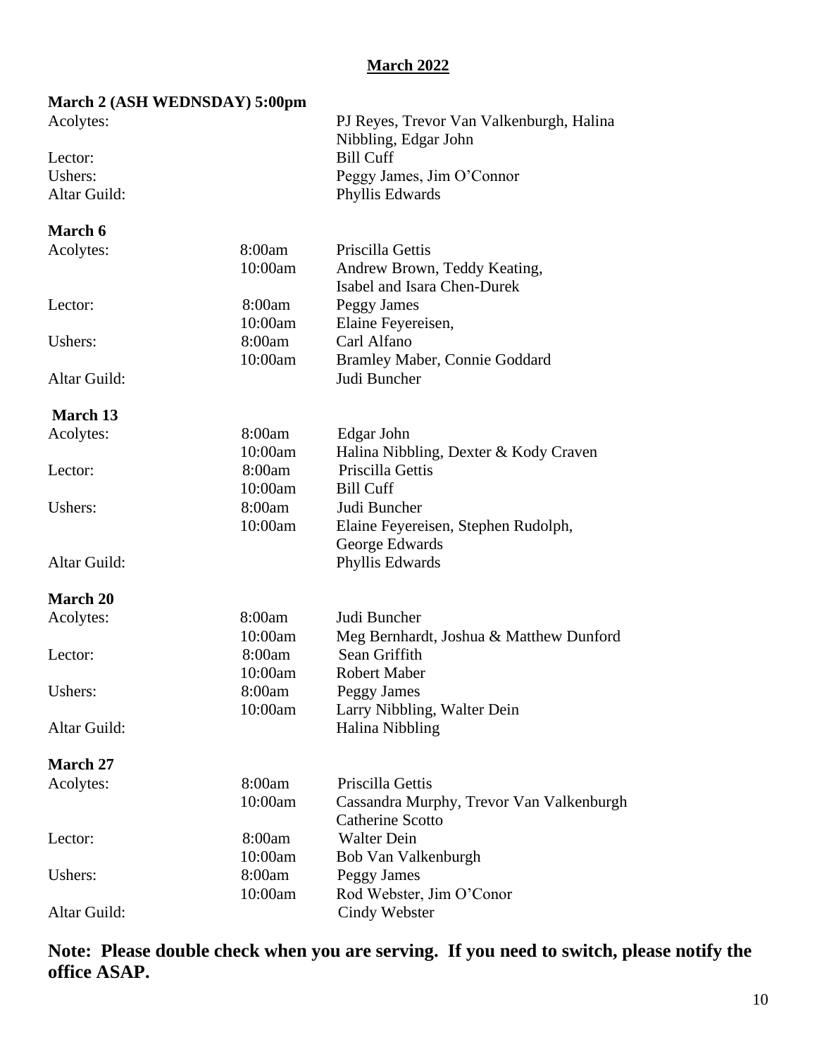## March 2022

**March 2 (ASH WEDNSDAY) 5:00pm**

| | | |
|---|---|---|
| Acolytes: | | PJ Reyes, Trevor Van Valkenburgh, Halina Nibbling, Edgar John |
| Lector: | | Bill Cuff |
| Ushers: | | Peggy James, Jim O'Connor |
| Altar Guild: | | Phyllis Edwards |

**March 6**

| | | |
|---|---|---|
| Acolytes: | 8:00am | Priscilla Gettis |
| | 10:00am | Andrew Brown, Teddy Keating, Isabel and Isara Chen-Durek |
| Lector: | 8:00am | Peggy James |
| | 10:00am | Elaine Feyereisen, |
| Ushers: | 8:00am | Carl Alfano |
| | 10:00am | Bramley Maber, Connie Goddard |
| Altar Guild: | | Judi Buncher |

**March 13**

| | | |
|---|---|---|
| Acolytes: | 8:00am | Edgar John |
| | 10:00am | Halina Nibbling, Dexter & Kody Craven |
| Lector: | 8:00am | Priscilla Gettis |
| | 10:00am | Bill Cuff |
| Ushers: | 8:00am | Judi Buncher |
| | 10:00am | Elaine Feyereisen, Stephen Rudolph, George Edwards |
| Altar Guild: | | Phyllis Edwards |

**March 20**

| | | |
|---|---|---|
| Acolytes: | 8:00am | Judi Buncher |
| | 10:00am | Meg Bernhardt, Joshua & Matthew Dunford |
| Lector: | 8:00am | Sean Griffith |
| | 10:00am | Robert Maber |
| Ushers: | 8:00am | Peggy James |
| | 10:00am | Larry Nibbling, Walter Dein |
| Altar Guild: | | Halina Nibbling |

**March 27**

| | | |
|---|---|---|
| Acolytes: | 8:00am | Priscilla Gettis |
| | 10:00am | Cassandra Murphy, Trevor Van Valkenburgh Catherine Scotto |
| Lector: | 8:00am | Walter Dein |
| | 10:00am | Bob Van Valkenburgh |
| Ushers: | 8:00am | Peggy James |
| | 10:00am | Rod Webster, Jim O'Conor |
| Altar Guild: | | Cindy Webster |

**Note: Please double check when you are serving. If you need to switch, please notify the office ASAP.**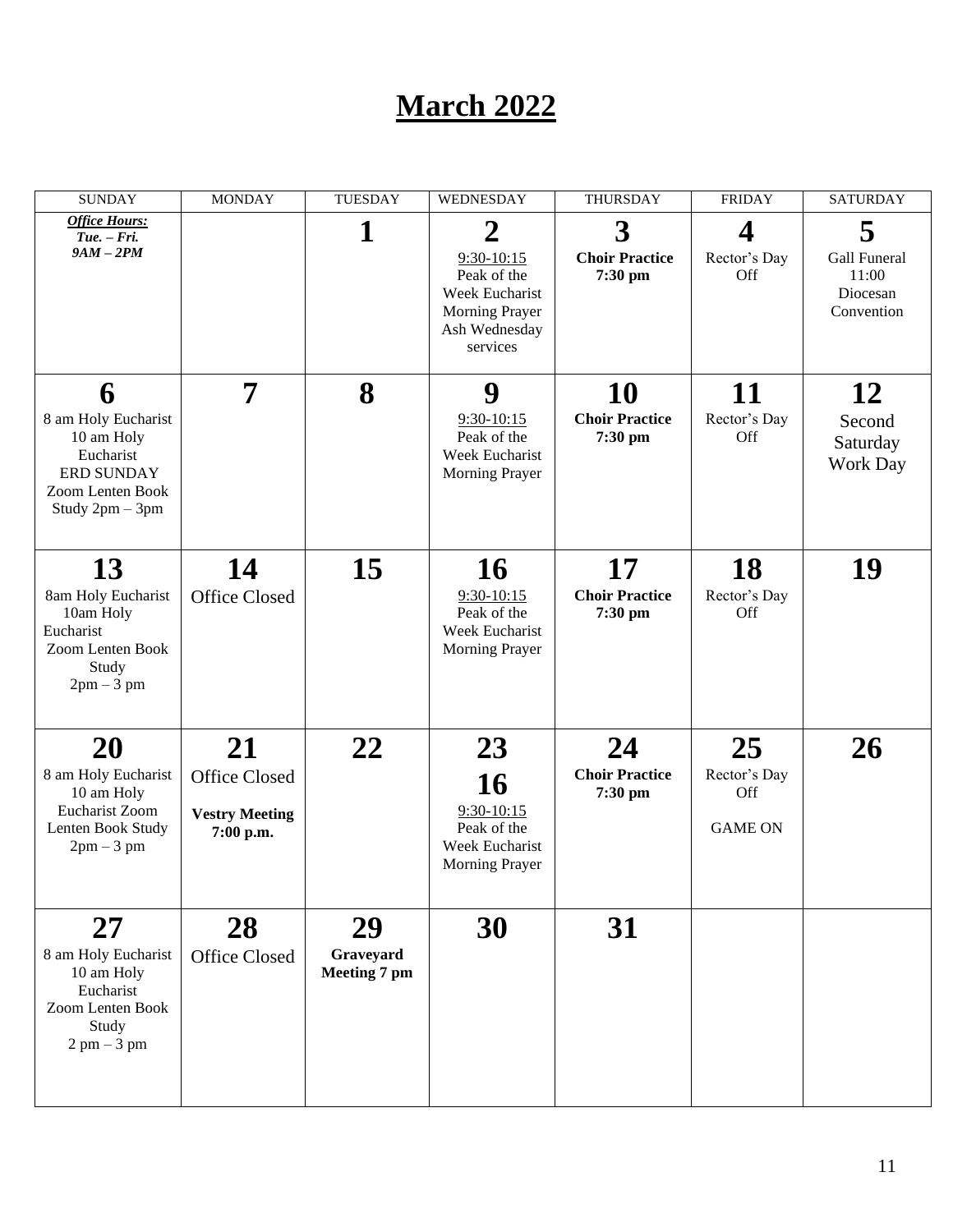# March 2022

| SUNDAY | MONDAY | TUESDAY | WEDNESDAY | THURSDAY | FRIDAY | SATURDAY |
|---|---|---|---|---|---|---|
| ***Office Hours:*** ***Tue. – Fri.*** ***9AM – 2PM*** | | **1** | **2** 9:30-10:15 Peak of the Week Eucharist Morning Prayer Ash Wednesday services | **3** **Choir Practice 7:30 pm** | **4** Rector's Day Off | **5** Gall Funeral 11:00 Diocesan Convention |
| **6** 8 am Holy Eucharist 10 am Holy Eucharist ERD SUNDAY Zoom Lenten Book Study 2pm – 3pm | **7** | **8** | **9** 9:30-10:15 Peak of the Week Eucharist Morning Prayer | **10** **Choir Practice 7:30 pm** | **11** Rector's Day Off | **12** Second Saturday Work Day |
| **13** 8am Holy Eucharist 10am Holy Eucharist Zoom Lenten Book Study 2pm – 3 pm | **14** Office Closed | **15** | **16** 9:30-10:15 Peak of the Week Eucharist Morning Prayer | **17** **Choir Practice 7:30 pm** | **18** Rector's Day Off | **19** |
| **20** 8 am Holy Eucharist 10 am Holy Eucharist Zoom Lenten Book Study 2pm – 3 pm | **21** Office Closed **Vestry Meeting 7:00 p.m.** | **22** | **23** **16** 9:30-10:15 Peak of the Week Eucharist Morning Prayer | **24** **Choir Practice 7:30 pm** | **25** Rector's Day Off GAME ON | **26** |
| **27** 8 am Holy Eucharist 10 am Holy Eucharist Zoom Lenten Book Study 2 pm – 3 pm | **28** Office Closed | **29** **Graveyard Meeting 7 pm** | **30** | **31** | | |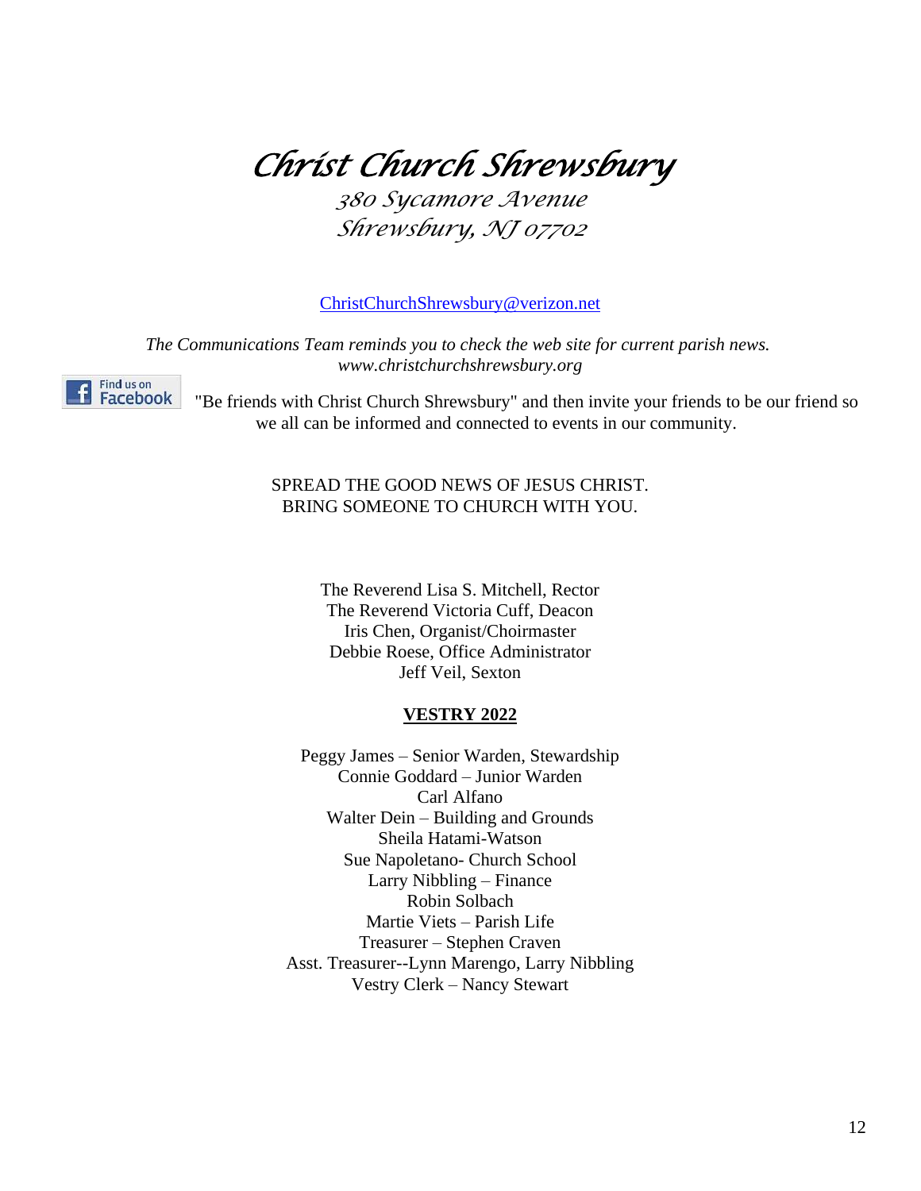# *Christ Church Shrewsbury*

*380 Sycamore Avenue*
*Shrewsbury, NJ 07702*

ChristChurchShrewsbury@verizon.net

*The Communications Team reminds you to check the web site for current parish news.*
*www.christchurchshrewsbury.org*

Find us on Facebook "Be friends with Christ Church Shrewsbury" and then invite your friends to be our friend so we all can be informed and connected to events in our community.

SPREAD THE GOOD NEWS OF JESUS CHRIST.
BRING SOMEONE TO CHURCH WITH YOU.

The Reverend Lisa S. Mitchell, Rector
The Reverend Victoria Cuff, Deacon
Iris Chen, Organist/Choirmaster
Debbie Roese, Office Administrator
Jeff Veil, Sexton

**VESTRY 2022**

Peggy James – Senior Warden, Stewardship
Connie Goddard – Junior Warden
Carl Alfano
Walter Dein – Building and Grounds
Sheila Hatami-Watson
Sue Napoletano- Church School
Larry Nibbling – Finance
Robin Solbach
Martie Viets – Parish Life
Treasurer – Stephen Craven
Asst. Treasurer--Lynn Marengo, Larry Nibbling
Vestry Clerk – Nancy Stewart